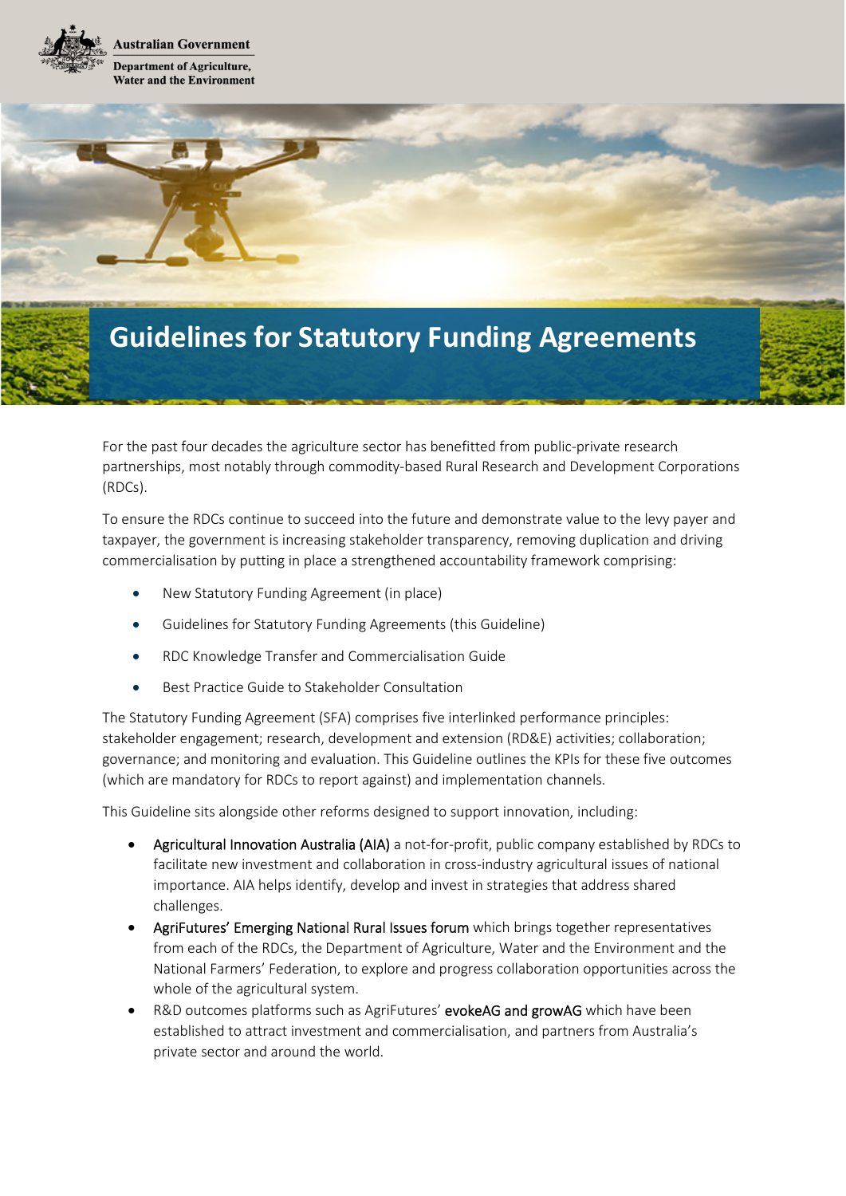Australian Government

Department of Agriculture, Water and the Environment

# Guidelines for Statutory Funding Agreements

For the past four decades the agriculture sector has benefitted from public-private research partnerships, most notably through commodity-based Rural Research and Development Corporations (RDCs).

To ensure the RDCs continue to succeed into the future and demonstrate value to the levy payer and taxpayer, the government is increasing stakeholder transparency, removing duplication and driving commercialisation by putting in place a strengthened accountability framework comprising:

- New Statutory Funding Agreement (in place)
- Guidelines for Statutory Funding Agreements (this Guideline)
- RDC Knowledge Transfer and Commercialisation Guide
- Best Practice Guide to Stakeholder Consultation

The Statutory Funding Agreement (SFA) comprises five interlinked performance principles: stakeholder engagement; research, development and extension (RD&E) activities; collaboration; governance; and monitoring and evaluation. This Guideline outlines the KPIs for these five outcomes (which are mandatory for RDCs to report against) and implementation channels.

This Guideline sits alongside other reforms designed to support innovation, including:

- Agricultural Innovation Australia (AIA) a not-for-profit, public company established by RDCs to facilitate new investment and collaboration in cross-industry agricultural issues of national importance. AIA helps identify, develop and invest in strategies that address shared challenges.
- AgriFutures' Emerging National Rural Issues forum which brings together representatives from each of the RDCs, the Department of Agriculture, Water and the Environment and the National Farmers' Federation, to explore and progress collaboration opportunities across the whole of the agricultural system.
- R&D outcomes platforms such as AgriFutures' evokeAG and growAG which have been established to attract investment and commercialisation, and partners from Australia's private sector and around the world.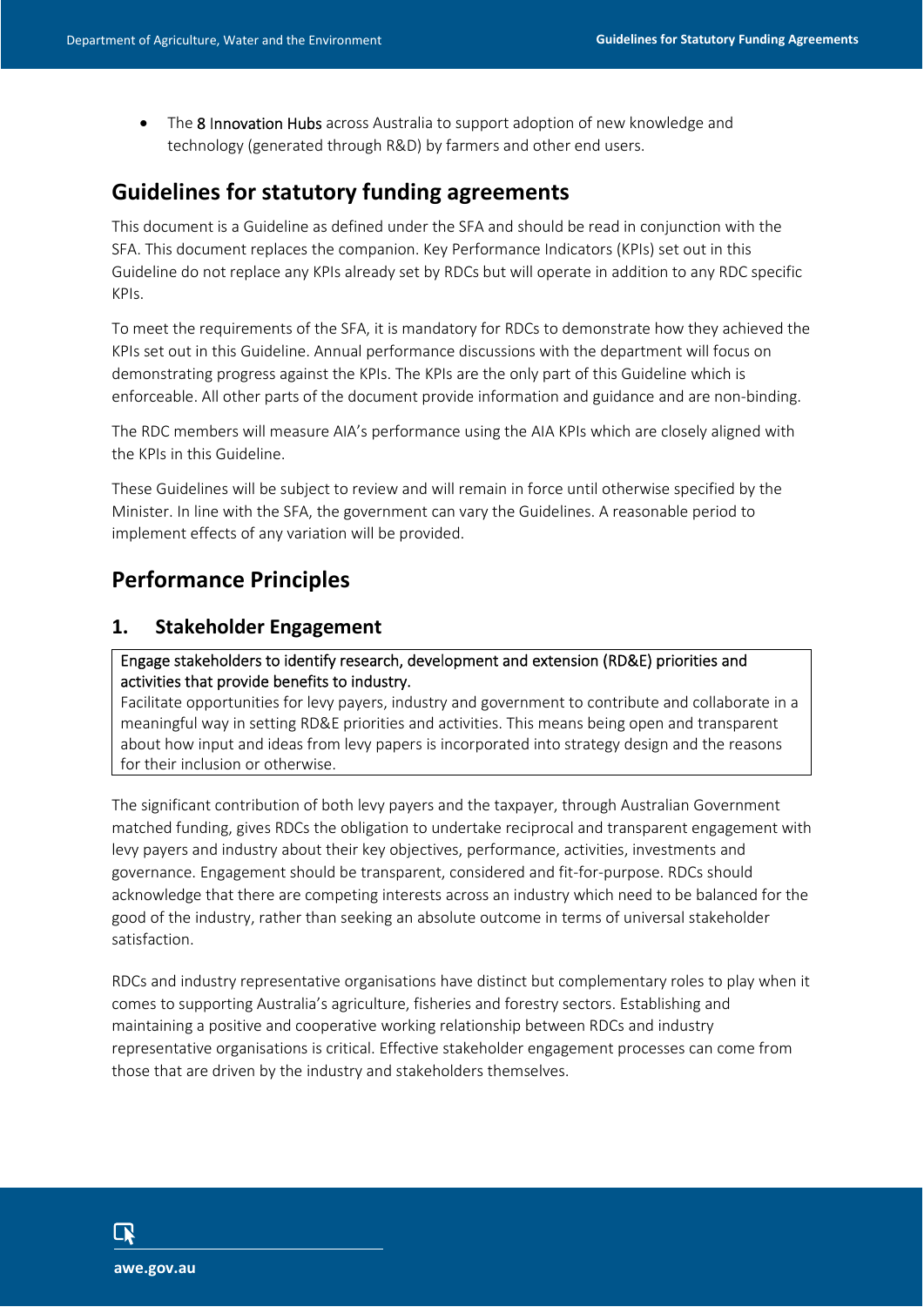- The 8 Innovation Hubs across Australia to support adoption of new knowledge and technology (generated through R&D) by farmers and other end users.

## Guidelines for statutory funding agreements

This document is a Guideline as defined under the SFA and should be read in conjunction with the SFA. This document replaces the companion. Key Performance Indicators (KPIs) set out in this Guideline do not replace any KPIs already set by RDCs but will operate in addition to any RDC specific KPIs.

To meet the requirements of the SFA, it is mandatory for RDCs to demonstrate how they achieved the KPIs set out in this Guideline. Annual performance discussions with the department will focus on demonstrating progress against the KPIs. The KPIs are the only part of this Guideline which is enforceable. All other parts of the document provide information and guidance and are non-binding.

The RDC members will measure AIA's performance using the AIA KPIs which are closely aligned with the KPIs in this Guideline.

These Guidelines will be subject to review and will remain in force until otherwise specified by the Minister. In line with the SFA, the government can vary the Guidelines. A reasonable period to implement effects of any variation will be provided.

## Performance Principles

### 1. Stakeholder Engagement

| Engage stakeholders to identify research, development and extension (RD&E) priorities and activities that provide benefits to industry.<br>Facilitate opportunities for levy payers, industry and government to contribute and collaborate in a meaningful way in setting RD&E priorities and activities. This means being open and transparent about how input and ideas from levy papers is incorporated into strategy design and the reasons for their inclusion or otherwise. |
|---|

The significant contribution of both levy payers and the taxpayer, through Australian Government matched funding, gives RDCs the obligation to undertake reciprocal and transparent engagement with levy payers and industry about their key objectives, performance, activities, investments and governance. Engagement should be transparent, considered and fit-for-purpose. RDCs should acknowledge that there are competing interests across an industry which need to be balanced for the good of the industry, rather than seeking an absolute outcome in terms of universal stakeholder satisfaction.

RDCs and industry representative organisations have distinct but complementary roles to play when it comes to supporting Australia's agriculture, fisheries and forestry sectors. Establishing and maintaining a positive and cooperative working relationship between RDCs and industry representative organisations is critical. Effective stakeholder engagement processes can come from those that are driven by the industry and stakeholders themselves.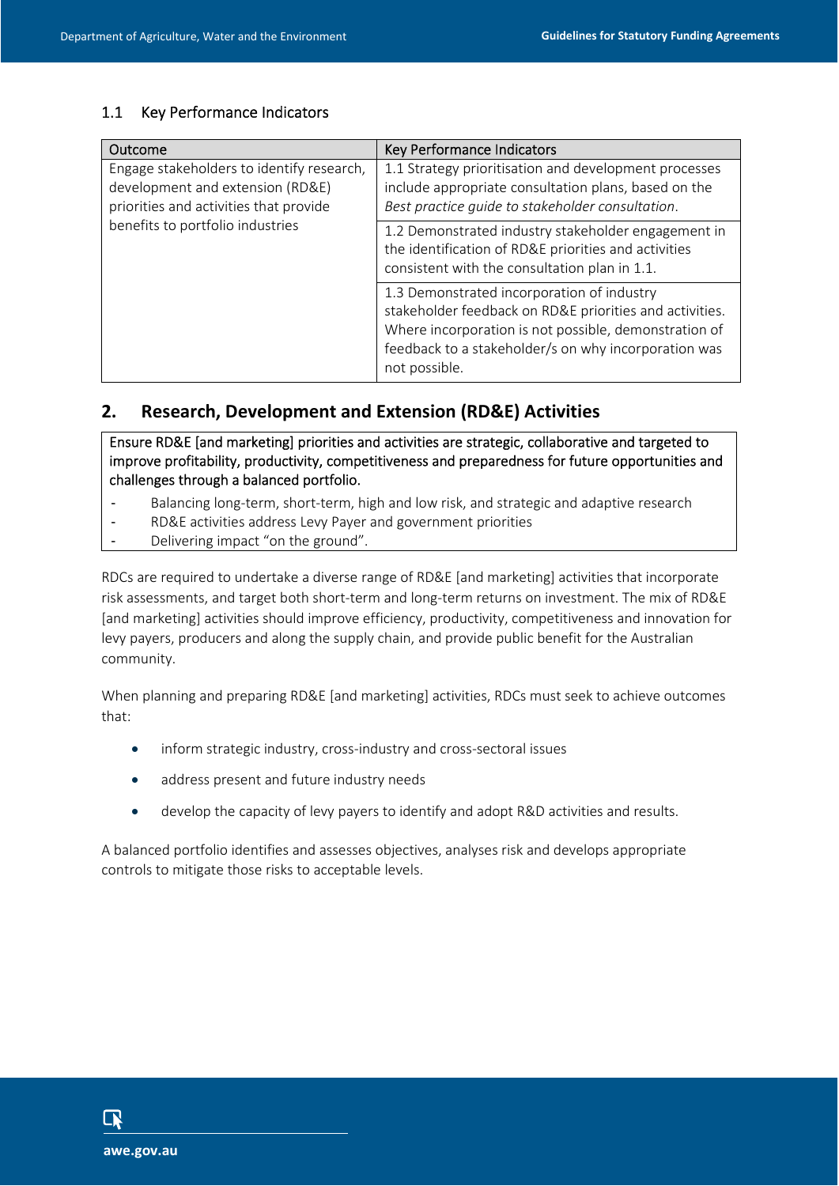### 1.1 Key Performance Indicators

| Outcome | Key Performance Indicators |
| --- | --- |
| Engage stakeholders to identify research, development and extension (RD&E) priorities and activities that provide benefits to portfolio industries | 1.1 Strategy prioritisation and development processes include appropriate consultation plans, based on the *Best practice guide to stakeholder consultation*. |
| | 1.2 Demonstrated industry stakeholder engagement in the identification of RD&E priorities and activities consistent with the consultation plan in 1.1. |
| | 1.3 Demonstrated incorporation of industry stakeholder feedback on RD&E priorities and activities. Where incorporation is not possible, demonstration of feedback to a stakeholder/s on why incorporation was not possible. |

## 2. Research, Development and Extension (RD&E) Activities

Ensure RD&E [and marketing] priorities and activities are strategic, collaborative and targeted to improve profitability, productivity, competitiveness and preparedness for future opportunities and challenges through a balanced portfolio.

- Balancing long-term, short-term, high and low risk, and strategic and adaptive research
- RD&E activities address Levy Payer and government priorities
- Delivering impact "on the ground".

RDCs are required to undertake a diverse range of RD&E [and marketing] activities that incorporate risk assessments, and target both short-term and long-term returns on investment. The mix of RD&E [and marketing] activities should improve efficiency, productivity, competitiveness and innovation for levy payers, producers and along the supply chain, and provide public benefit for the Australian community.

When planning and preparing RD&E [and marketing] activities, RDCs must seek to achieve outcomes that:

- inform strategic industry, cross-industry and cross-sectoral issues
- address present and future industry needs
- develop the capacity of levy payers to identify and adopt R&D activities and results.

A balanced portfolio identifies and assesses objectives, analyses risk and develops appropriate controls to mitigate those risks to acceptable levels.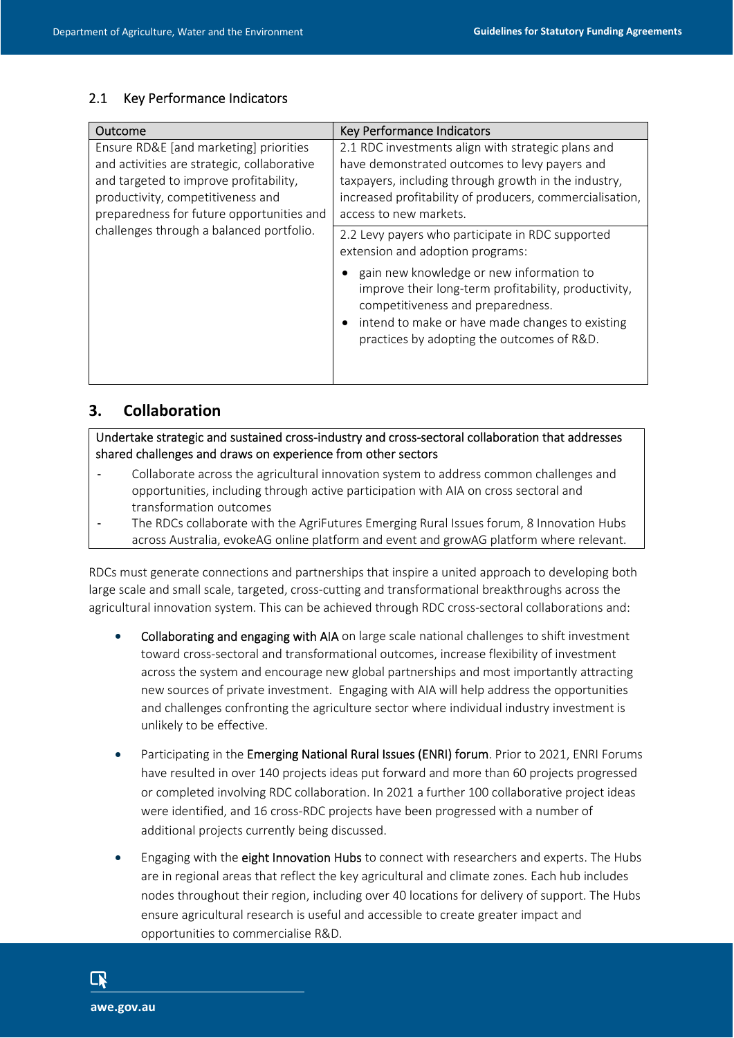### 2.1 Key Performance Indicators

| Outcome | Key Performance Indicators |
| --- | --- |
| Ensure RD&E [and marketing] priorities and activities are strategic, collaborative and targeted to improve profitability, productivity, competitiveness and preparedness for future opportunities and challenges through a balanced portfolio. | 2.1 RDC investments align with strategic plans and have demonstrated outcomes to levy payers and taxpayers, including through growth in the industry, increased profitability of producers, commercialisation, access to new markets. |
| | 2.2 Levy payers who participate in RDC supported extension and adoption programs:<br>• gain new knowledge or new information to improve their long-term profitability, productivity, competitiveness and preparedness.<br>• intend to make or have made changes to existing practices by adopting the outcomes of R&D. |

## 3. Collaboration

Undertake strategic and sustained cross-industry and cross-sectoral collaboration that addresses shared challenges and draws on experience from other sectors

- Collaborate across the agricultural innovation system to address common challenges and opportunities, including through active participation with AIA on cross sectoral and transformation outcomes
- The RDCs collaborate with the AgriFutures Emerging Rural Issues forum, 8 Innovation Hubs across Australia, evokeAG online platform and event and growAG platform where relevant.

RDCs must generate connections and partnerships that inspire a united approach to developing both large scale and small scale, targeted, cross-cutting and transformational breakthroughs across the agricultural innovation system. This can be achieved through RDC cross-sectoral collaborations and:

- Collaborating and engaging with AIA on large scale national challenges to shift investment toward cross-sectoral and transformational outcomes, increase flexibility of investment across the system and encourage new global partnerships and most importantly attracting new sources of private investment. Engaging with AIA will help address the opportunities and challenges confronting the agriculture sector where individual industry investment is unlikely to be effective.
- Participating in the Emerging National Rural Issues (ENRI) forum. Prior to 2021, ENRI Forums have resulted in over 140 projects ideas put forward and more than 60 projects progressed or completed involving RDC collaboration. In 2021 a further 100 collaborative project ideas were identified, and 16 cross-RDC projects have been progressed with a number of additional projects currently being discussed.
- Engaging with the eight Innovation Hubs to connect with researchers and experts. The Hubs are in regional areas that reflect the key agricultural and climate zones. Each hub includes nodes throughout their region, including over 40 locations for delivery of support. The Hubs ensure agricultural research is useful and accessible to create greater impact and opportunities to commercialise R&D.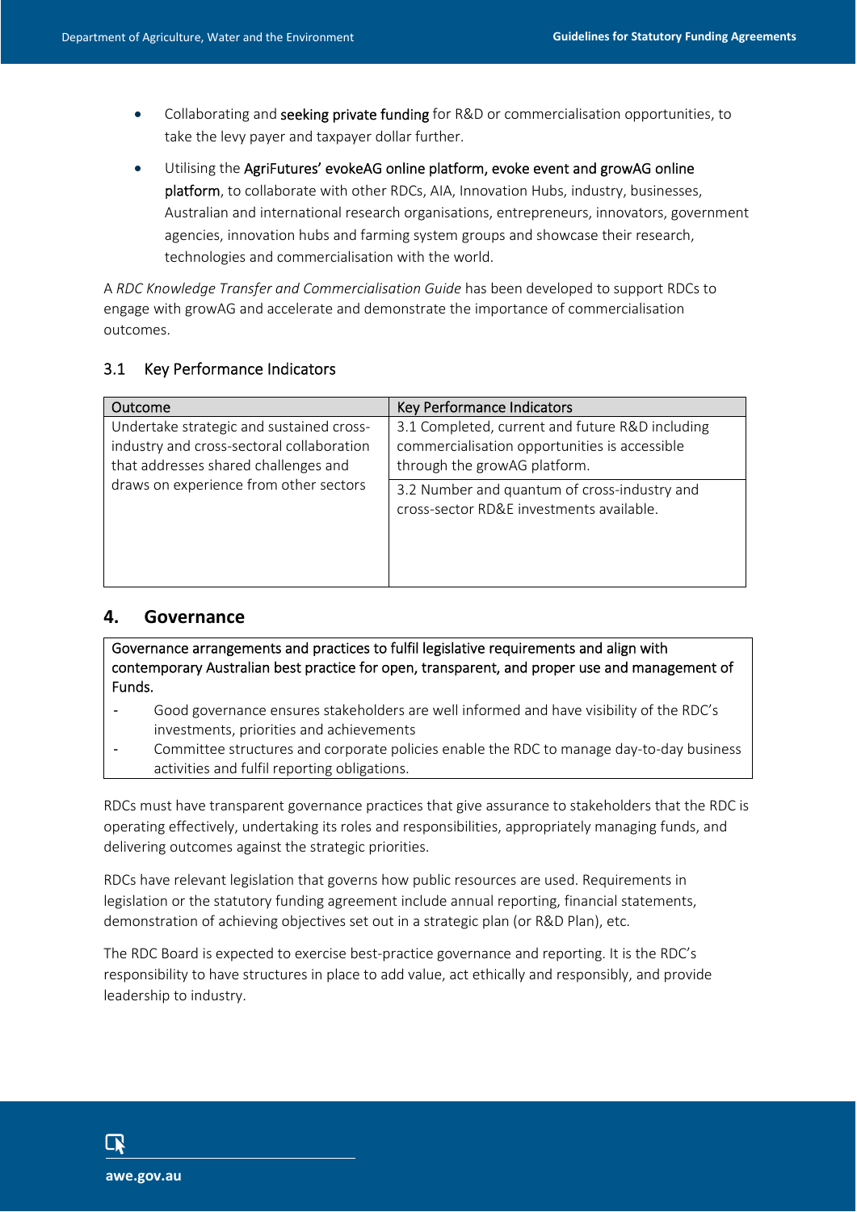- Collaborating and **seeking private funding** for R&D or commercialisation opportunities, to take the levy payer and taxpayer dollar further.
- Utilising the **AgriFutures' evokeAG online platform, evoke event and growAG online platform**, to collaborate with other RDCs, AIA, Innovation Hubs, industry, businesses, Australian and international research organisations, entrepreneurs, innovators, government agencies, innovation hubs and farming system groups and showcase their research, technologies and commercialisation with the world.

A *RDC Knowledge Transfer and Commercialisation Guide* has been developed to support RDCs to engage with growAG and accelerate and demonstrate the importance of commercialisation outcomes.

### 3.1 Key Performance Indicators

| Outcome | Key Performance Indicators |
| --- | --- |
| Undertake strategic and sustained cross-industry and cross-sectoral collaboration that addresses shared challenges and draws on experience from other sectors | 3.1 Completed, current and future R&D including commercialisation opportunities is accessible through the growAG platform. |
| | 3.2 Number and quantum of cross-industry and cross-sector RD&E investments available. |

## 4. Governance

Governance arrangements and practices to fulfil legislative requirements and align with contemporary Australian best practice for open, transparent, and proper use and management of Funds.

- Good governance ensures stakeholders are well informed and have visibility of the RDC's investments, priorities and achievements
- Committee structures and corporate policies enable the RDC to manage day-to-day business activities and fulfil reporting obligations.

RDCs must have transparent governance practices that give assurance to stakeholders that the RDC is operating effectively, undertaking its roles and responsibilities, appropriately managing funds, and delivering outcomes against the strategic priorities.

RDCs have relevant legislation that governs how public resources are used. Requirements in legislation or the statutory funding agreement include annual reporting, financial statements, demonstration of achieving objectives set out in a strategic plan (or R&D Plan), etc.

The RDC Board is expected to exercise best-practice governance and reporting. It is the RDC's responsibility to have structures in place to add value, act ethically and responsibly, and provide leadership to industry.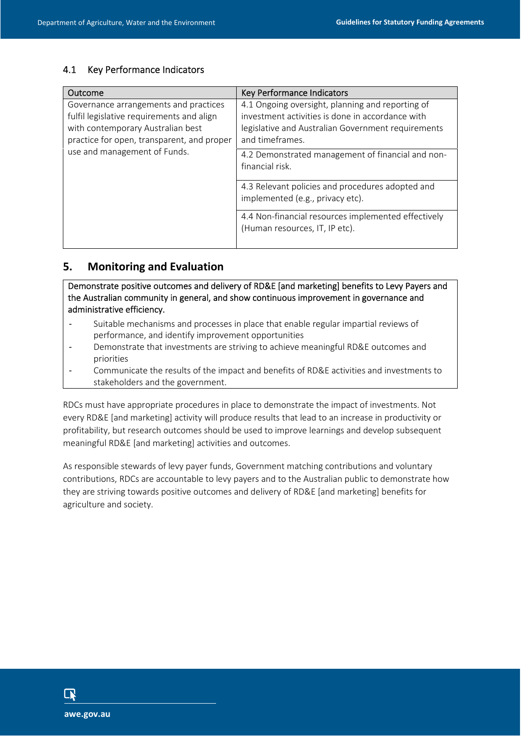### 4.1 Key Performance Indicators

| Outcome | Key Performance Indicators |
|---|---|
| Governance arrangements and practices fulfil legislative requirements and align with contemporary Australian best practice for open, transparent, and proper use and management of Funds. | 4.1 Ongoing oversight, planning and reporting of investment activities is done in accordance with legislative and Australian Government requirements and timeframes. |
| | 4.2 Demonstrated management of financial and non-financial risk. |
| | 4.3 Relevant policies and procedures adopted and implemented (e.g., privacy etc). |
| | 4.4 Non-financial resources implemented effectively (Human resources, IT, IP etc). |

## 5. Monitoring and Evaluation

Demonstrate positive outcomes and delivery of RD&E [and marketing] benefits to Levy Payers and the Australian community in general, and show continuous improvement in governance and administrative efficiency.

- Suitable mechanisms and processes in place that enable regular impartial reviews of performance, and identify improvement opportunities
- Demonstrate that investments are striving to achieve meaningful RD&E outcomes and priorities
- Communicate the results of the impact and benefits of RD&E activities and investments to stakeholders and the government.

RDCs must have appropriate procedures in place to demonstrate the impact of investments. Not every RD&E [and marketing] activity will produce results that lead to an increase in productivity or profitability, but research outcomes should be used to improve learnings and develop subsequent meaningful RD&E [and marketing] activities and outcomes.

As responsible stewards of levy payer funds, Government matching contributions and voluntary contributions, RDCs are accountable to levy payers and to the Australian public to demonstrate how they are striving towards positive outcomes and delivery of RD&E [and marketing] benefits for agriculture and society.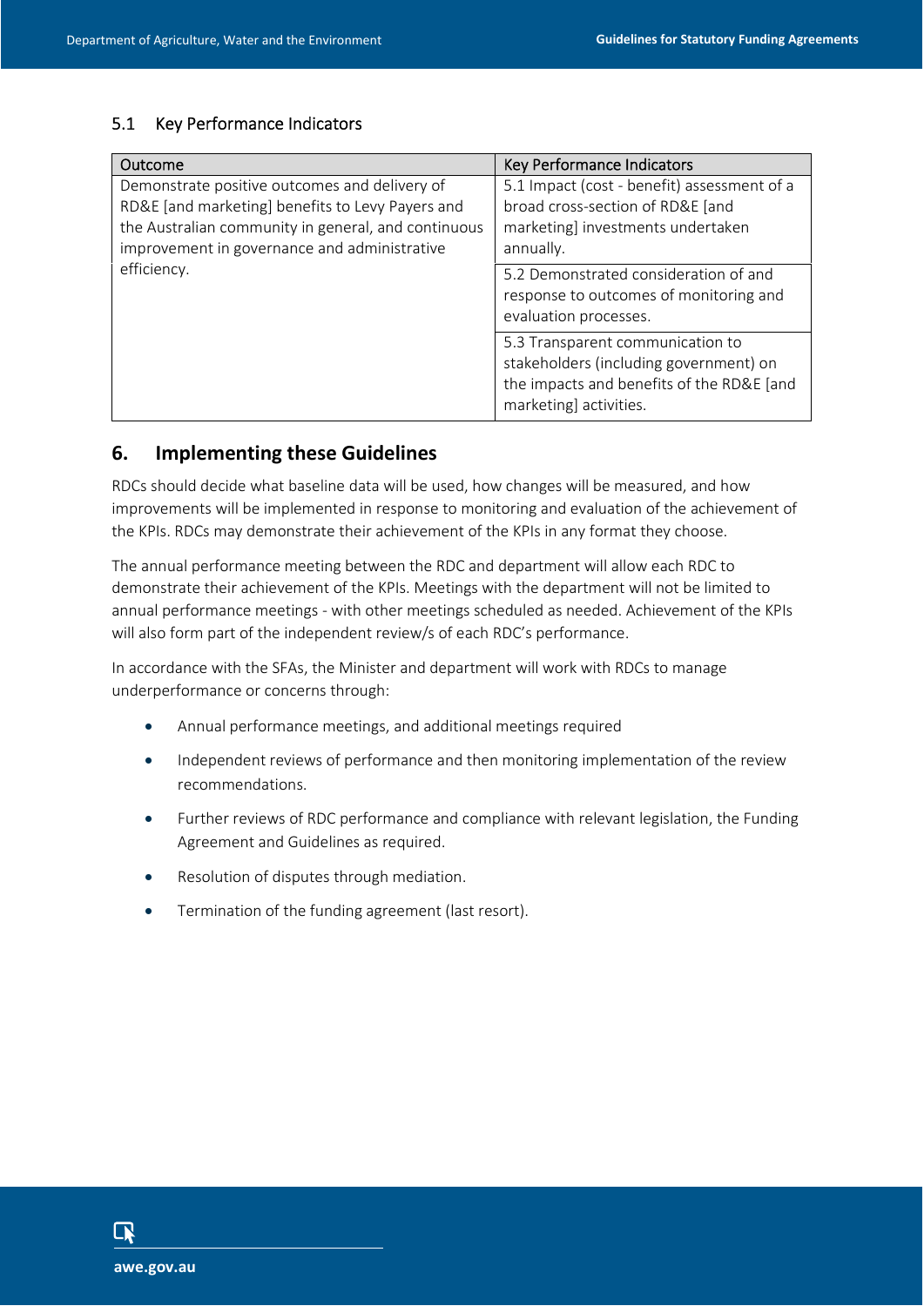### 5.1 Key Performance Indicators

| Outcome | Key Performance Indicators |
|---|---|
| Demonstrate positive outcomes and delivery of RD&E [and marketing] benefits to Levy Payers and the Australian community in general, and continuous improvement in governance and administrative efficiency. | 5.1 Impact (cost - benefit) assessment of a broad cross-section of RD&E [and marketing] investments undertaken annually. |
| | 5.2 Demonstrated consideration of and response to outcomes of monitoring and evaluation processes. |
| | 5.3 Transparent communication to stakeholders (including government) on the impacts and benefits of the RD&E [and marketing] activities. |

## 6. Implementing these Guidelines

RDCs should decide what baseline data will be used, how changes will be measured, and how improvements will be implemented in response to monitoring and evaluation of the achievement of the KPIs. RDCs may demonstrate their achievement of the KPIs in any format they choose.

The annual performance meeting between the RDC and department will allow each RDC to demonstrate their achievement of the KPIs. Meetings with the department will not be limited to annual performance meetings - with other meetings scheduled as needed. Achievement of the KPIs will also form part of the independent review/s of each RDC's performance.

In accordance with the SFAs, the Minister and department will work with RDCs to manage underperformance or concerns through:

- Annual performance meetings, and additional meetings required
- Independent reviews of performance and then monitoring implementation of the review recommendations.
- Further reviews of RDC performance and compliance with relevant legislation, the Funding Agreement and Guidelines as required.
- Resolution of disputes through mediation.
- Termination of the funding agreement (last resort).